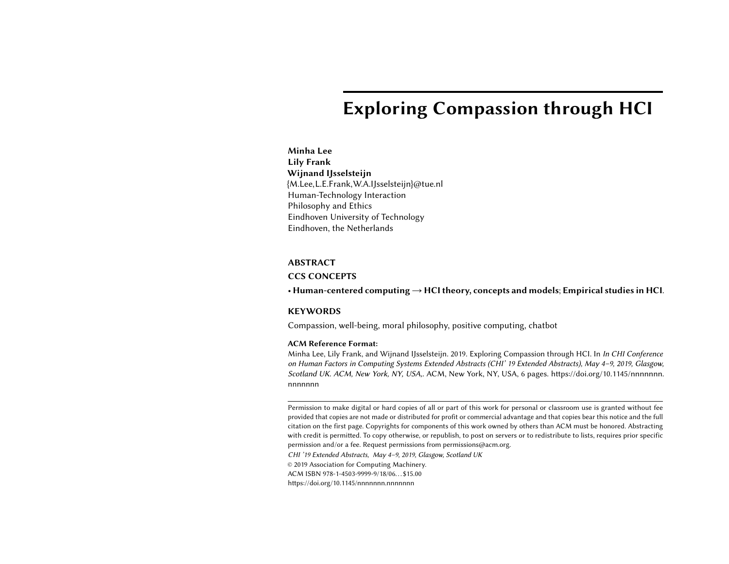# Exploring Compassion through HCI

**Minha Lee**
**Lily Frank**
**Wijnand IJsselsteijn**
{M.Lee,L.E.Frank,W.A.IJsselsteijn}@tue.nl
Human-Technology Interaction
Philosophy and Ethics
Eindhoven University of Technology
Eindhoven, the Netherlands

## ABSTRACT

## CCS CONCEPTS

• **Human-centered computing** → **HCI theory, concepts and models**; **Empirical studies in HCI**.

## KEYWORDS

Compassion, well-being, moral philosophy, positive computing, chatbot

**ACM Reference Format:**
Minha Lee, Lily Frank, and Wijnand IJsselsteijn. 2019. Exploring Compassion through HCI. In *In CHI Conference on Human Factors in Computing Systems Extended Abstracts (CHI' 19 Extended Abstracts), May 4–9, 2019, Glasgow, Scotland UK. ACM, New York, NY, USA,.* ACM, New York, NY, USA, 6 pages. https://doi.org/10.1145/nnnnnnn.nnnnnnn

---

Permission to make digital or hard copies of all or part of this work for personal or classroom use is granted without fee provided that copies are not made or distributed for profit or commercial advantage and that copies bear this notice and the full citation on the first page. Copyrights for components of this work owned by others than ACM must be honored. Abstracting with credit is permitted. To copy otherwise, or republish, to post on servers or to redistribute to lists, requires prior specific permission and/or a fee. Request permissions from permissions@acm.org.

*CHI '19 Extended Abstracts, May 4–9, 2019, Glasgow, Scotland UK*

© 2019 Association for Computing Machinery.

ACM ISBN 978-1-4503-9999-9/18/06…$15.00

https://doi.org/10.1145/nnnnnnn.nnnnnnn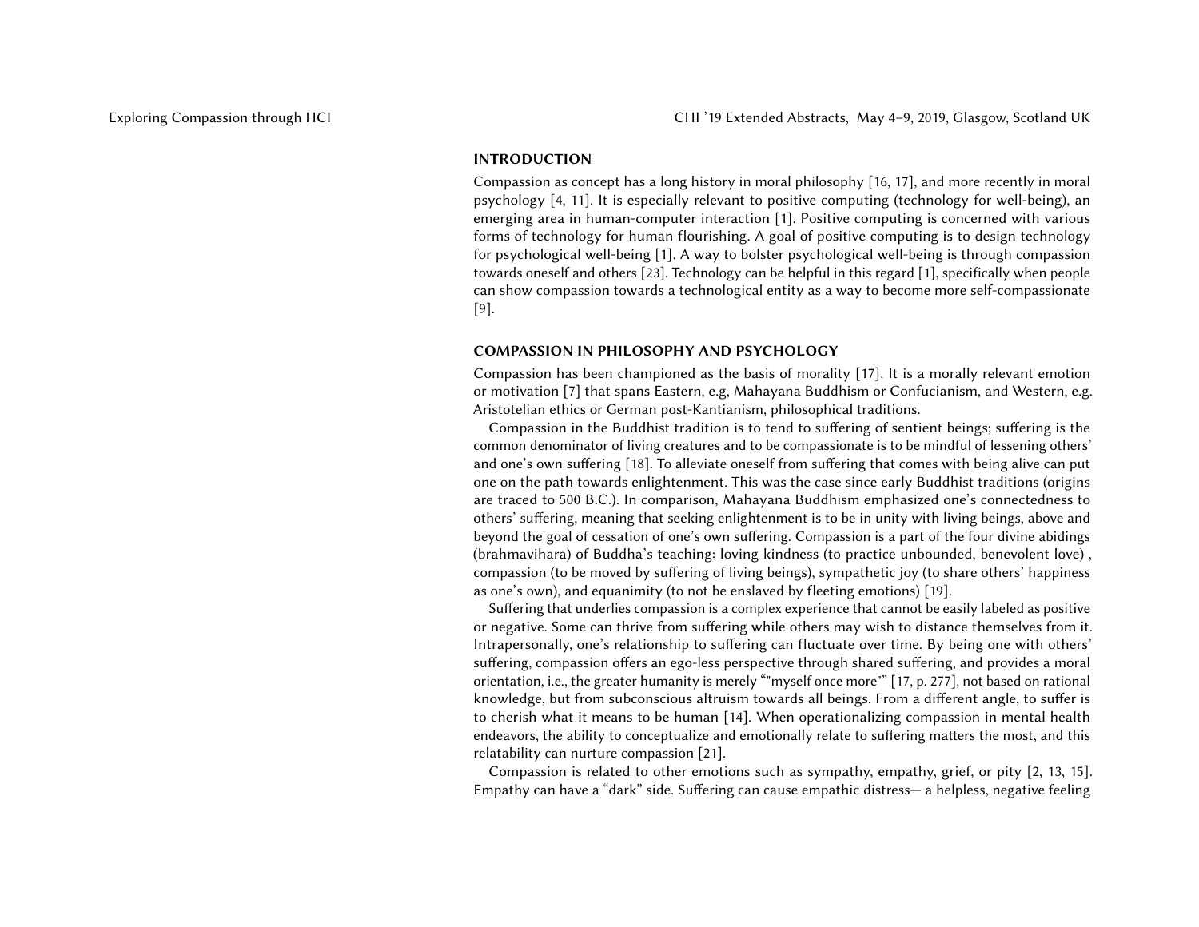## INTRODUCTION

Compassion as concept has a long history in moral philosophy [16, 17], and more recently in moral psychology [4, 11]. It is especially relevant to positive computing (technology for well-being), an emerging area in human-computer interaction [1]. Positive computing is concerned with various forms of technology for human flourishing. A goal of positive computing is to design technology for psychological well-being [1]. A way to bolster psychological well-being is through compassion towards oneself and others [23]. Technology can be helpful in this regard [1], specifically when people can show compassion towards a technological entity as a way to become more self-compassionate [9].

## COMPASSION IN PHILOSOPHY AND PSYCHOLOGY

Compassion has been championed as the basis of morality [17]. It is a morally relevant emotion or motivation [7] that spans Eastern, e.g, Mahayana Buddhism or Confucianism, and Western, e.g. Aristotelian ethics or German post-Kantianism, philosophical traditions.

Compassion in the Buddhist tradition is to tend to suffering of sentient beings; suffering is the common denominator of living creatures and to be compassionate is to be mindful of lessening others' and one's own suffering [18]. To alleviate oneself from suffering that comes with being alive can put one on the path towards enlightenment. This was the case since early Buddhist traditions (origins are traced to 500 B.C.). In comparison, Mahayana Buddhism emphasized one's connectedness to others' suffering, meaning that seeking enlightenment is to be in unity with living beings, above and beyond the goal of cessation of one's own suffering. Compassion is a part of the four divine abidings (brahmavihara) of Buddha's teaching: loving kindness (to practice unbounded, benevolent love) , compassion (to be moved by suffering of living beings), sympathetic joy (to share others' happiness as one's own), and equanimity (to not be enslaved by fleeting emotions) [19].

Suffering that underlies compassion is a complex experience that cannot be easily labeled as positive or negative. Some can thrive from suffering while others may wish to distance themselves from it. Intrapersonally, one's relationship to suffering can fluctuate over time. By being one with others' suffering, compassion offers an ego-less perspective through shared suffering, and provides a moral orientation, i.e., the greater humanity is merely ""myself once more"" [17, p. 277], not based on rational knowledge, but from subconscious altruism towards all beings. From a different angle, to suffer is to cherish what it means to be human [14]. When operationalizing compassion in mental health endeavors, the ability to conceptualize and emotionally relate to suffering matters the most, and this relatability can nurture compassion [21].

Compassion is related to other emotions such as sympathy, empathy, grief, or pity [2, 13, 15]. Empathy can have a "dark" side. Suffering can cause empathic distress— a helpless, negative feeling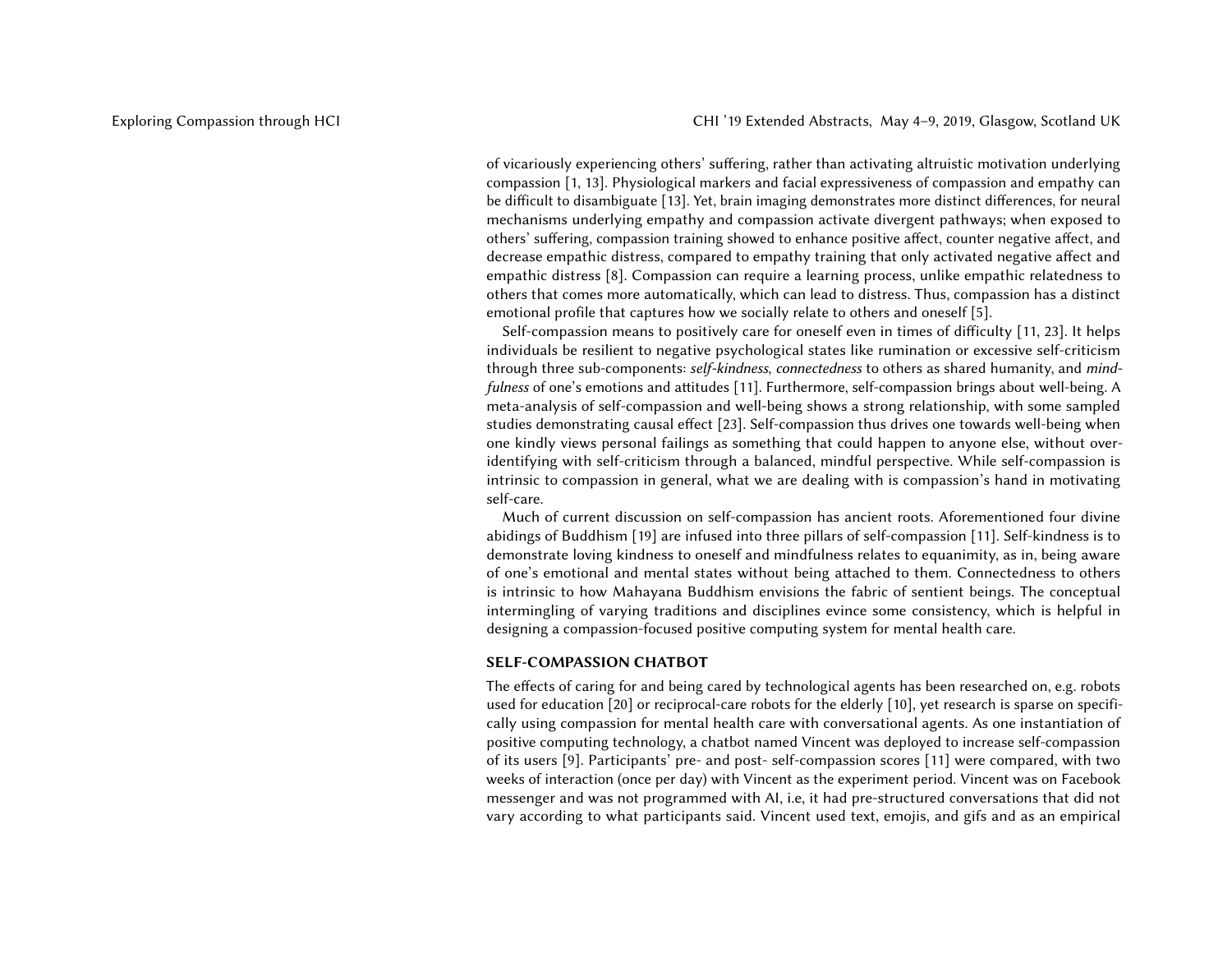of vicariously experiencing others' suffering, rather than activating altruistic motivation underlying compassion [1, 13]. Physiological markers and facial expressiveness of compassion and empathy can be difficult to disambiguate [13]. Yet, brain imaging demonstrates more distinct differences, for neural mechanisms underlying empathy and compassion activate divergent pathways; when exposed to others' suffering, compassion training showed to enhance positive affect, counter negative affect, and decrease empathic distress, compared to empathy training that only activated negative affect and empathic distress [8]. Compassion can require a learning process, unlike empathic relatedness to others that comes more automatically, which can lead to distress. Thus, compassion has a distinct emotional profile that captures how we socially relate to others and oneself [5].

Self-compassion means to positively care for oneself even in times of difficulty [11, 23]. It helps individuals be resilient to negative psychological states like rumination or excessive self-criticism through three sub-components: *self-kindness*, *connectedness* to others as shared humanity, and *mindfulness* of one's emotions and attitudes [11]. Furthermore, self-compassion brings about well-being. A meta-analysis of self-compassion and well-being shows a strong relationship, with some sampled studies demonstrating causal effect [23]. Self-compassion thus drives one towards well-being when one kindly views personal failings as something that could happen to anyone else, without over-identifying with self-criticism through a balanced, mindful perspective. While self-compassion is intrinsic to compassion in general, what we are dealing with is compassion's hand in motivating self-care.

Much of current discussion on self-compassion has ancient roots. Aforementioned four divine abidings of Buddhism [19] are infused into three pillars of self-compassion [11]. Self-kindness is to demonstrate loving kindness to oneself and mindfulness relates to equanimity, as in, being aware of one's emotional and mental states without being attached to them. Connectedness to others is intrinsic to how Mahayana Buddhism envisions the fabric of sentient beings. The conceptual intermingling of varying traditions and disciplines evince some consistency, which is helpful in designing a compassion-focused positive computing system for mental health care.

## SELF-COMPASSION CHATBOT

The effects of caring for and being cared by technological agents has been researched on, e.g. robots used for education [20] or reciprocal-care robots for the elderly [10], yet research is sparse on specifically using compassion for mental health care with conversational agents. As one instantiation of positive computing technology, a chatbot named Vincent was deployed to increase self-compassion of its users [9]. Participants' pre- and post- self-compassion scores [11] were compared, with two weeks of interaction (once per day) with Vincent as the experiment period. Vincent was on Facebook messenger and was not programmed with AI, i.e, it had pre-structured conversations that did not vary according to what participants said. Vincent used text, emojis, and gifs and as an empirical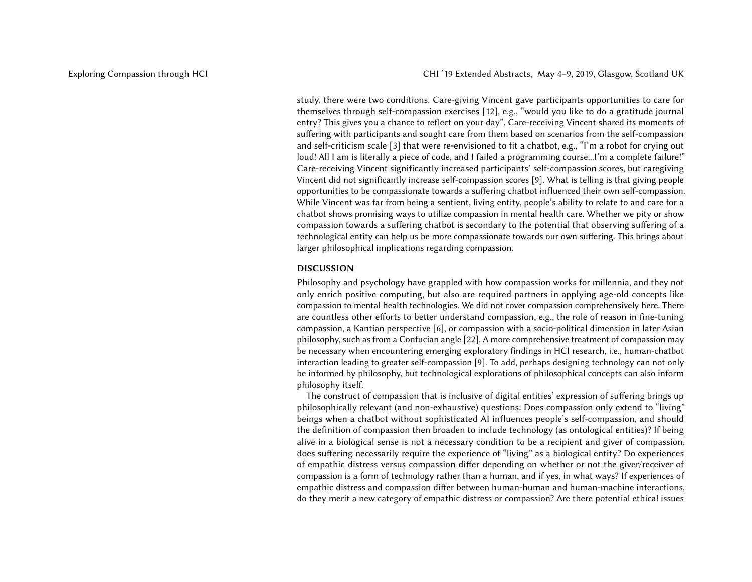study, there were two conditions. Care-giving Vincent gave participants opportunities to care for themselves through self-compassion exercises [12], e.g., "would you like to do a gratitude journal entry? This gives you a chance to reflect on your day". Care-receiving Vincent shared its moments of suffering with participants and sought care from them based on scenarios from the self-compassion and self-criticism scale [3] that were re-envisioned to fit a chatbot, e.g., "I'm a robot for crying out loud! All I am is literally a piece of code, and I failed a programming course...I'm a complete failure!" Care-receiving Vincent significantly increased participants' self-compassion scores, but caregiving Vincent did not significantly increase self-compassion scores [9]. What is telling is that giving people opportunities to be compassionate towards a suffering chatbot influenced their own self-compassion. While Vincent was far from being a sentient, living entity, people's ability to relate to and care for a chatbot shows promising ways to utilize compassion in mental health care. Whether we pity or show compassion towards a suffering chatbot is secondary to the potential that observing suffering of a technological entity can help us be more compassionate towards our own suffering. This brings about larger philosophical implications regarding compassion.

## DISCUSSION

Philosophy and psychology have grappled with how compassion works for millennia, and they not only enrich positive computing, but also are required partners in applying age-old concepts like compassion to mental health technologies. We did not cover compassion comprehensively here. There are countless other efforts to better understand compassion, e.g., the role of reason in fine-tuning compassion, a Kantian perspective [6], or compassion with a socio-political dimension in later Asian philosophy, such as from a Confucian angle [22]. A more comprehensive treatment of compassion may be necessary when encountering emerging exploratory findings in HCI research, i.e., human-chatbot interaction leading to greater self-compassion [9]. To add, perhaps designing technology can not only be informed by philosophy, but technological explorations of philosophical concepts can also inform philosophy itself.

The construct of compassion that is inclusive of digital entities' expression of suffering brings up philosophically relevant (and non-exhaustive) questions: Does compassion only extend to "living" beings when a chatbot without sophisticated AI influences people's self-compassion, and should the definition of compassion then broaden to include technology (as ontological entities)? If being alive in a biological sense is not a necessary condition to be a recipient and giver of compassion, does suffering necessarily require the experience of "living" as a biological entity? Do experiences of empathic distress versus compassion differ depending on whether or not the giver/receiver of compassion is a form of technology rather than a human, and if yes, in what ways? If experiences of empathic distress and compassion differ between human-human and human-machine interactions, do they merit a new category of empathic distress or compassion? Are there potential ethical issues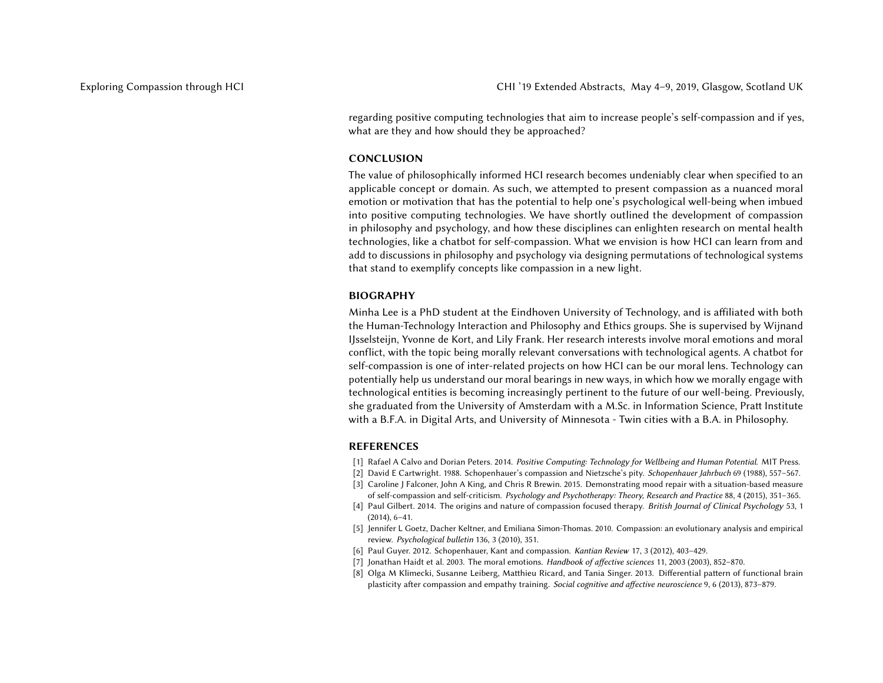regarding positive computing technologies that aim to increase people's self-compassion and if yes, what are they and how should they be approached?

## CONCLUSION

The value of philosophically informed HCI research becomes undeniably clear when specified to an applicable concept or domain. As such, we attempted to present compassion as a nuanced moral emotion or motivation that has the potential to help one's psychological well-being when imbued into positive computing technologies. We have shortly outlined the development of compassion in philosophy and psychology, and how these disciplines can enlighten research on mental health technologies, like a chatbot for self-compassion. What we envision is how HCI can learn from and add to discussions in philosophy and psychology via designing permutations of technological systems that stand to exemplify concepts like compassion in a new light.

## BIOGRAPHY

Minha Lee is a PhD student at the Eindhoven University of Technology, and is affiliated with both the Human-Technology Interaction and Philosophy and Ethics groups. She is supervised by Wijnand IJsselsteijn, Yvonne de Kort, and Lily Frank. Her research interests involve moral emotions and moral conflict, with the topic being morally relevant conversations with technological agents. A chatbot for self-compassion is one of inter-related projects on how HCI can be our moral lens. Technology can potentially help us understand our moral bearings in new ways, in which how we morally engage with technological entities is becoming increasingly pertinent to the future of our well-being. Previously, she graduated from the University of Amsterdam with a M.Sc. in Information Science, Pratt Institute with a B.F.A. in Digital Arts, and University of Minnesota - Twin cities with a B.A. in Philosophy.

## REFERENCES

[1] Rafael A Calvo and Dorian Peters. 2014. *Positive Computing: Technology for Wellbeing and Human Potential.* MIT Press.

[2] David E Cartwright. 1988. Schopenhauer's compassion and Nietzsche's pity. *Schopenhauer Jahrbuch* 69 (1988), 557–567.

[3] Caroline J Falconer, John A King, and Chris R Brewin. 2015. Demonstrating mood repair with a situation-based measure of self-compassion and self-criticism. *Psychology and Psychotherapy: Theory, Research and Practice* 88, 4 (2015), 351–365.

[4] Paul Gilbert. 2014. The origins and nature of compassion focused therapy. *British Journal of Clinical Psychology* 53, 1 (2014), 6–41.

[5] Jennifer L Goetz, Dacher Keltner, and Emiliana Simon-Thomas. 2010. Compassion: an evolutionary analysis and empirical review. *Psychological bulletin* 136, 3 (2010), 351.

[6] Paul Guyer. 2012. Schopenhauer, Kant and compassion. *Kantian Review* 17, 3 (2012), 403–429.

[7] Jonathan Haidt et al. 2003. The moral emotions. *Handbook of affective sciences* 11, 2003 (2003), 852–870.

[8] Olga M Klimecki, Susanne Leiberg, Matthieu Ricard, and Tania Singer. 2013. Differential pattern of functional brain plasticity after compassion and empathy training. *Social cognitive and affective neuroscience* 9, 6 (2013), 873–879.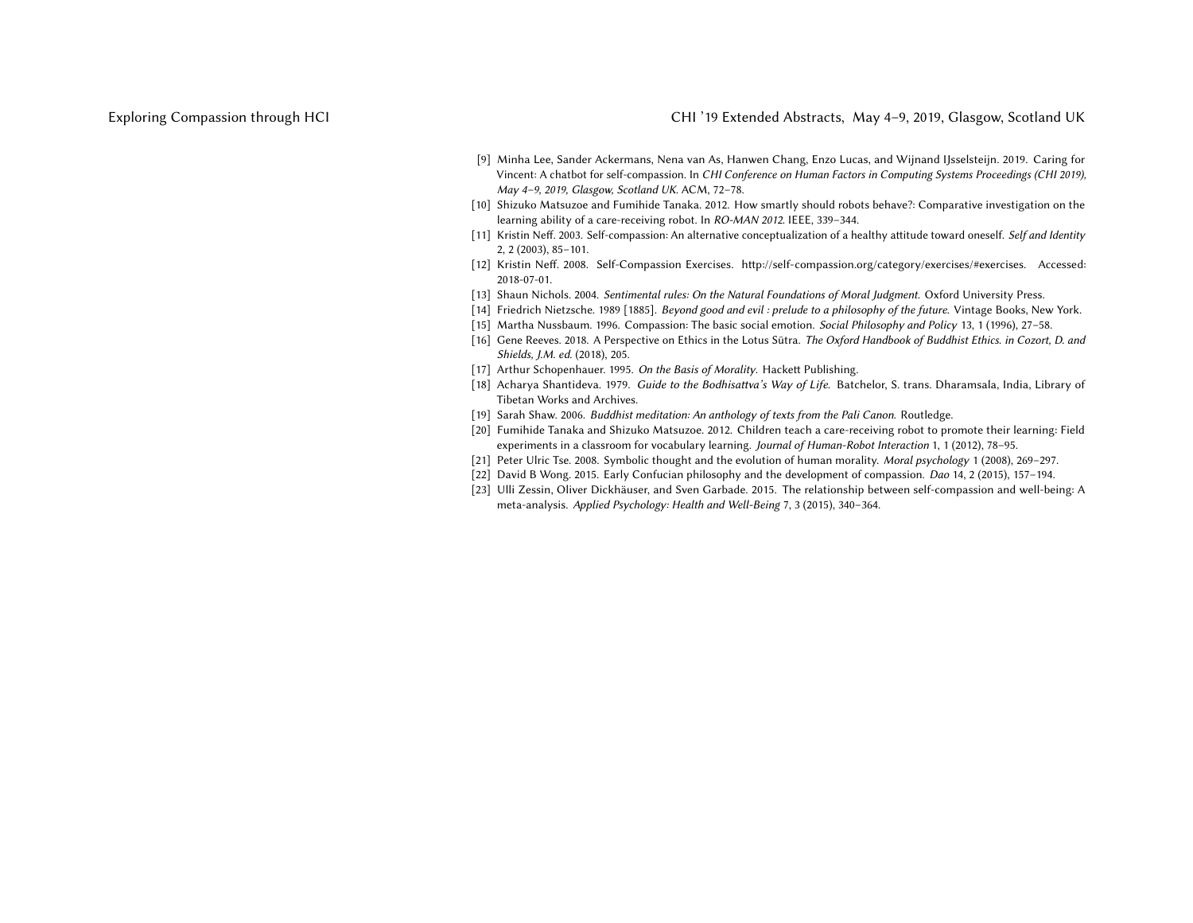[9] Minha Lee, Sander Ackermans, Nena van As, Hanwen Chang, Enzo Lucas, and Wijnand IJsselsteijn. 2019. Caring for Vincent: A chatbot for self-compassion. In *CHI Conference on Human Factors in Computing Systems Proceedings (CHI 2019), May 4–9, 2019, Glasgow, Scotland UK*. ACM, 72–78.

[10] Shizuko Matsuzoe and Fumihide Tanaka. 2012. How smartly should robots behave?: Comparative investigation on the learning ability of a care-receiving robot. In *RO-MAN 2012*. IEEE, 339–344.

[11] Kristin Neff. 2003. Self-compassion: An alternative conceptualization of a healthy attitude toward oneself. *Self and Identity* 2, 2 (2003), 85–101.

[12] Kristin Neff. 2008. Self-Compassion Exercises. http://self-compassion.org/category/exercises/#exercises. Accessed: 2018-07-01.

[13] Shaun Nichols. 2004. *Sentimental rules: On the Natural Foundations of Moral Judgment*. Oxford University Press.

[14] Friedrich Nietzsche. 1989 [1885]. *Beyond good and evil : prelude to a philosophy of the future*. Vintage Books, New York.

[15] Martha Nussbaum. 1996. Compassion: The basic social emotion. *Social Philosophy and Policy* 13, 1 (1996), 27–58.

[16] Gene Reeves. 2018. A Perspective on Ethics in the Lotus Sūtra. *The Oxford Handbook of Buddhist Ethics. in Cozort, D. and Shields, J.M. ed.* (2018), 205.

[17] Arthur Schopenhauer. 1995. *On the Basis of Morality*. Hackett Publishing.

[18] Acharya Shantideva. 1979. *Guide to the Bodhisattva's Way of Life*. Batchelor, S. trans. Dharamsala, India, Library of Tibetan Works and Archives.

[19] Sarah Shaw. 2006. *Buddhist meditation: An anthology of texts from the Pali Canon*. Routledge.

[20] Fumihide Tanaka and Shizuko Matsuzoe. 2012. Children teach a care-receiving robot to promote their learning: Field experiments in a classroom for vocabulary learning. *Journal of Human-Robot Interaction* 1, 1 (2012), 78–95.

[21] Peter Ulric Tse. 2008. Symbolic thought and the evolution of human morality. *Moral psychology* 1 (2008), 269–297.

[22] David B Wong. 2015. Early Confucian philosophy and the development of compassion. *Dao* 14, 2 (2015), 157–194.

[23] Ulli Zessin, Oliver Dickhäuser, and Sven Garbade. 2015. The relationship between self-compassion and well-being: A meta-analysis. *Applied Psychology: Health and Well-Being* 7, 3 (2015), 340–364.